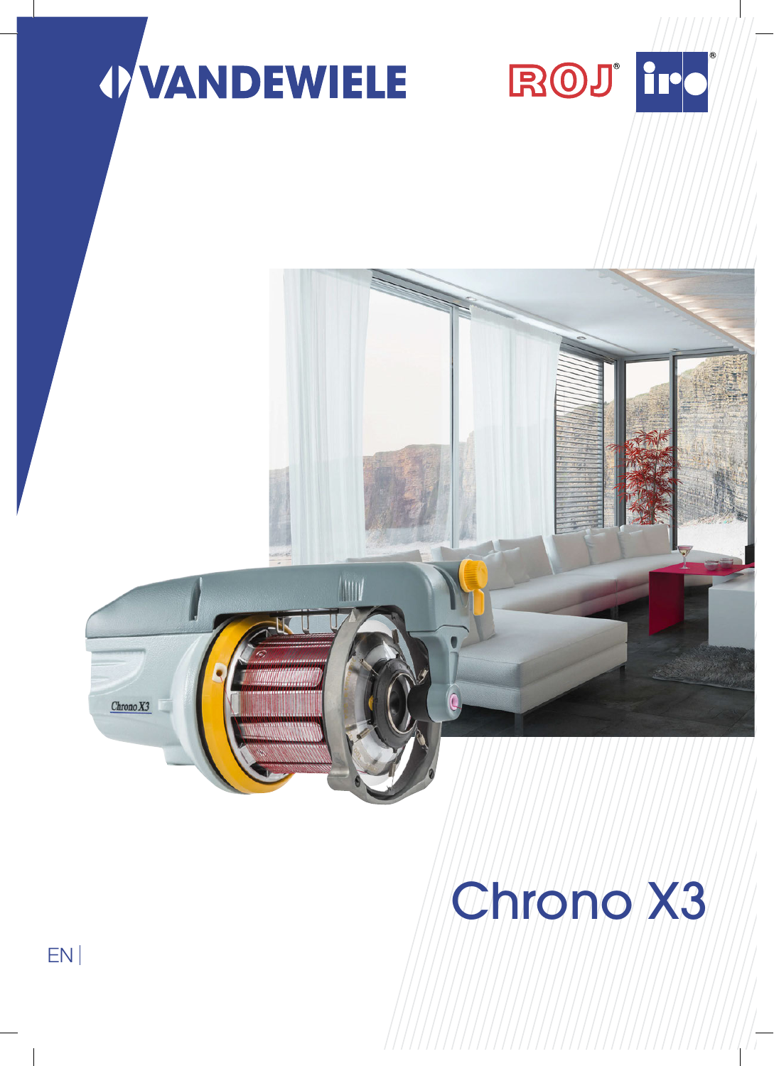VANDEWIELE

ROJ® iro®

# Chrono X3

EN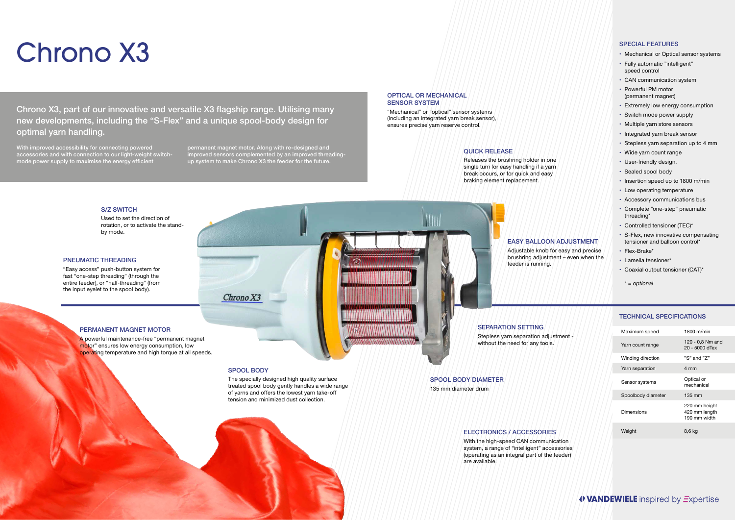# Chrono X3

**Chrono X3, part of our innovative and versatile X3 flagship range. Utilising many new developments, including the "S-Flex" and a unique spool-body design for optimal yarn handling.**

With improved accessibility for connecting powered accessories and with connection to our light-weight switch-mode power supply to maximise the energy efficient permanent magnet motor. Along with re-designed and improved sensors complemented by an improved threading-up system to make Chrono X3 the feeder for the future.

### OPTICAL OR MECHANICAL SENSOR SYSTEM

"Mechanical" or "optical" sensor systems (including an integrated yarn break sensor), ensures precise yarn reserve control.

### QUICK RELEASE

Releases the brushring holder in one single turn for easy handling if a yarn break occurs, or for quick and easy braking element replacement.

### S/Z SWITCH

Used to set the direction of rotation, or to activate the stand-by mode.

### PNEUMATIC THREADING

"Easy access" push-button system for fast "one-step threading" (through the entire feeder), or "half-threading" (from the input eyelet to the spool body).

### EASY BALLOON ADJUSTMENT

Adjustable knob for easy and precise brushring adjustment – even when the feeder is running.

### PERMANENT MAGNET MOTOR

A powerful maintenance-free "permanent magnet motor" ensures low energy consumption, low operating temperature and high torque at all speeds.

### SEPARATION SETTING

Stepless yarn separation adjustment - without the need for any tools.

### SPOOL BODY

The specially designed high quality surface treated spool body gently handles a wide range of yarns and offers the lowest yarn take-off tension and minimized dust collection.

### SPOOL BODY DIAMETER

135 mm diameter drum

### ELECTRONICS / ACCESSORIES

With the high-speed CAN communication system, a range of "intelligent" accessories (operating as an integral part of the feeder) are available.

### SPECIAL FEATURES

- Mechanical or Optical sensor systems
- Fully automatic "intelligent" speed control
- CAN communication system
- Powerful PM motor (permanent magnet)
- Extremely low energy consumption
- Switch mode power supply
- Multiple yarn store sensors
- Integrated yarn break sensor
- Stepless yarn separation up to 4 mm
- Wide yarn count range
- User-friendly design.
- Sealed spool body
- Insertion speed up to 1800 m/min
- Low operating temperature
- Accessory communications bus
- Complete "one-step" pneumatic threading*
- Controlled tensioner (TEC)*
- S-Flex, new innovative compensating tensioner and balloon control*
- Flex-Brake*
- Lamella tensioner*
- Coaxial output tensioner (CAT)*

*\* = optional*

### TECHNICAL SPECIFICATIONS

| | |
|---|---|
| Maximum speed | 1800 m/min |
| Yarn count range | 120 - 0,8 Nm and 20 - 5000 dTex |
| Winding direction | "S" and "Z" |
| Yarn separation | 4 mm |
| Sensor systems | Optical or mechanical |
| Spoolbody diameter | 135 mm |
| Dimensions | 220 mm height 420 mm length 190 mm width |
| Weight | 8,6 kg |

VANDEWIELE inspired by Expertise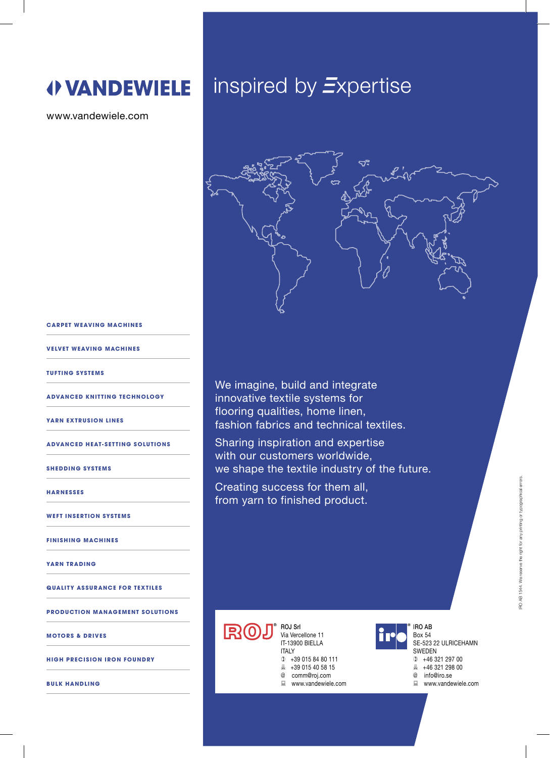# VANDEWIELE

www.vandewiele.com

## inspired by Expertise

- CARPET WEAVING MACHINES
- VELVET WEAVING MACHINES
- TUFTING SYSTEMS
- ADVANCED KNITTING TECHNOLOGY
- YARN EXTRUSION LINES
- ADVANCED HEAT-SETTING SOLUTIONS
- SHEDDING SYSTEMS
- HARNESSES
- WEFT INSERTION SYSTEMS
- FINISHING MACHINES
- YARN TRADING
- QUALITY ASSURANCE FOR TEXTILES
- PRODUCTION MANAGEMENT SOLUTIONS
- MOTORS & DRIVES
- HIGH PRECISION IRON FOUNDRY
- BULK HANDLING

We imagine, build and integrate innovative textile systems for flooring qualities, home linen, fashion fabrics and technical textiles.

Sharing inspiration and expertise with our customers worldwide, we shape the textile industry of the future.

Creating success for them all, from yarn to finished product.

ROJ®

ROJ Srl
Via Vercellone 11
IT-13900 BIELLA
ITALY
+39 015 84 80 111
+39 015 40 58 15
comm@roj.com
www.vandewiele.com

iro®

IRO AB
Box 54
SE-523 22 ULRICEHAMN
SWEDEN
+46 321 297 00
+46 321 298 00
info@iro.se
www.vandewiele.com

IRO AB 1544. We reserve the right for any printing or typographical errors.